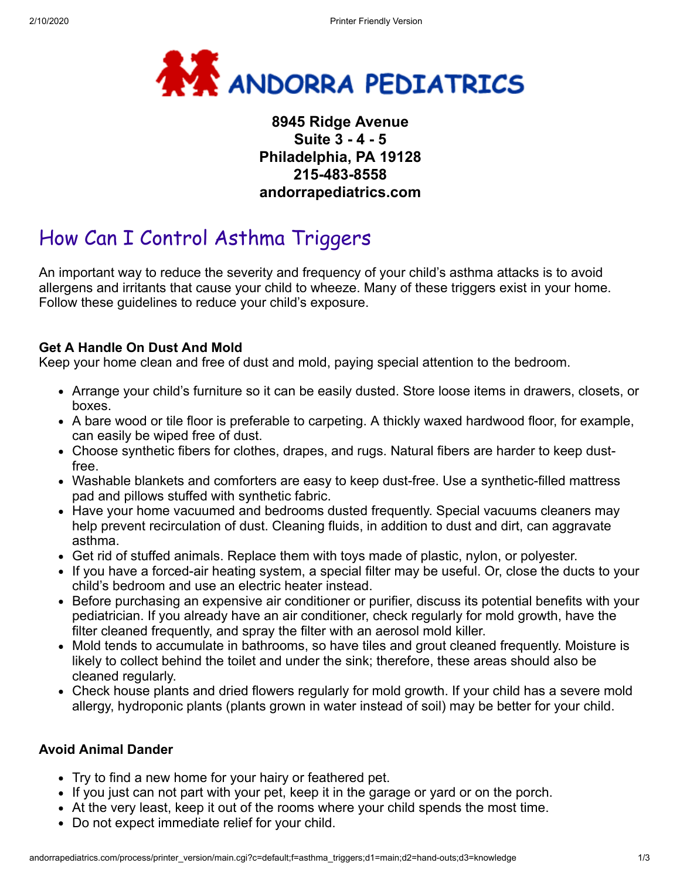ANDORRA PEDIATRICS

**8945 Ridge Avenue**
**Suite 3 - 4 - 5**
**Philadelphia, PA 19128**
**215-483-8558**
**andorrapediatrics.com**

# How Can I Control Asthma Triggers

An important way to reduce the severity and frequency of your child's asthma attacks is to avoid allergens and irritants that cause your child to wheeze. Many of these triggers exist in your home. Follow these guidelines to reduce your child's exposure.

**Get A Handle On Dust And Mold**
Keep your home clean and free of dust and mold, paying special attention to the bedroom.

- Arrange your child's furniture so it can be easily dusted. Store loose items in drawers, closets, or boxes.
- A bare wood or tile floor is preferable to carpeting. A thickly waxed hardwood floor, for example, can easily be wiped free of dust.
- Choose synthetic fibers for clothes, drapes, and rugs. Natural fibers are harder to keep dust-free.
- Washable blankets and comforters are easy to keep dust-free. Use a synthetic-filled mattress pad and pillows stuffed with synthetic fabric.
- Have your home vacuumed and bedrooms dusted frequently. Special vacuums cleaners may help prevent recirculation of dust. Cleaning fluids, in addition to dust and dirt, can aggravate asthma.
- Get rid of stuffed animals. Replace them with toys made of plastic, nylon, or polyester.
- If you have a forced-air heating system, a special filter may be useful. Or, close the ducts to your child's bedroom and use an electric heater instead.
- Before purchasing an expensive air conditioner or purifier, discuss its potential benefits with your pediatrician. If you already have an air conditioner, check regularly for mold growth, have the filter cleaned frequently, and spray the filter with an aerosol mold killer.
- Mold tends to accumulate in bathrooms, so have tiles and grout cleaned frequently. Moisture is likely to collect behind the toilet and under the sink; therefore, these areas should also be cleaned regularly.
- Check house plants and dried flowers regularly for mold growth. If your child has a severe mold allergy, hydroponic plants (plants grown in water instead of soil) may be better for your child.

**Avoid Animal Dander**

- Try to find a new home for your hairy or feathered pet.
- If you just can not part with your pet, keep it in the garage or yard or on the porch.
- At the very least, keep it out of the rooms where your child spends the most time.
- Do not expect immediate relief for your child.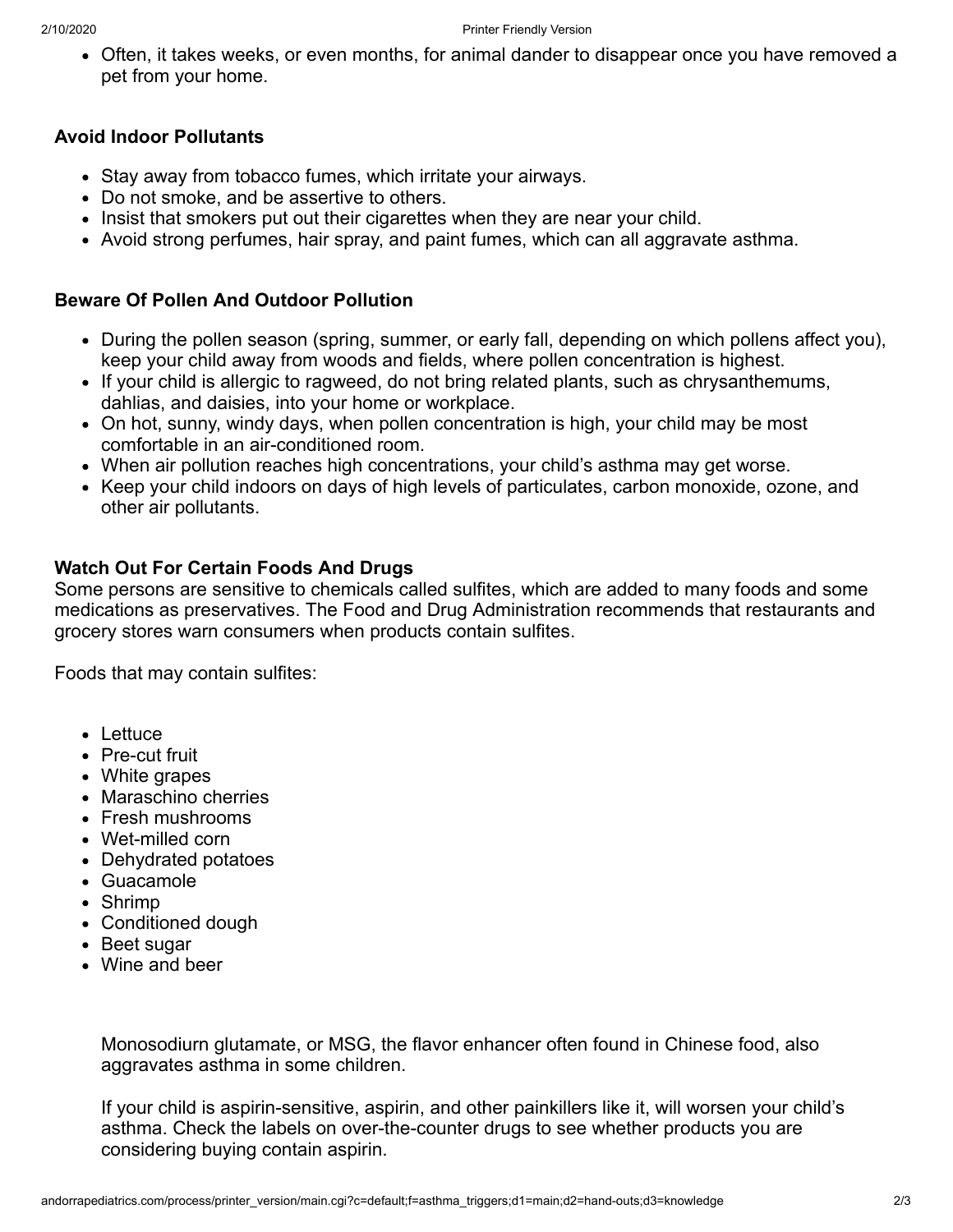- Often, it takes weeks, or even months, for animal dander to disappear once you have removed a pet from your home.

### Avoid Indoor Pollutants

- Stay away from tobacco fumes, which irritate your airways.
- Do not smoke, and be assertive to others.
- Insist that smokers put out their cigarettes when they are near your child.
- Avoid strong perfumes, hair spray, and paint fumes, which can all aggravate asthma.

### Beware Of Pollen And Outdoor Pollution

- During the pollen season (spring, summer, or early fall, depending on which pollens affect you), keep your child away from woods and fields, where pollen concentration is highest.
- If your child is allergic to ragweed, do not bring related plants, such as chrysanthemums, dahlias, and daisies, into your home or workplace.
- On hot, sunny, windy days, when pollen concentration is high, your child may be most comfortable in an air-conditioned room.
- When air pollution reaches high concentrations, your child's asthma may get worse.
- Keep your child indoors on days of high levels of particulates, carbon monoxide, ozone, and other air pollutants.

### Watch Out For Certain Foods And Drugs

Some persons are sensitive to chemicals called sulfites, which are added to many foods and some medications as preservatives. The Food and Drug Administration recommends that restaurants and grocery stores warn consumers when products contain sulfites.

Foods that may contain sulfites:

- Lettuce
- Pre-cut fruit
- White grapes
- Maraschino cherries
- Fresh mushrooms
- Wet-milled corn
- Dehydrated potatoes
- Guacamole
- Shrimp
- Conditioned dough
- Beet sugar
- Wine and beer

Monosodiurn glutamate, or MSG, the flavor enhancer often found in Chinese food, also aggravates asthma in some children.

If your child is aspirin-sensitive, aspirin, and other painkillers like it, will worsen your child's asthma. Check the labels on over-the-counter drugs to see whether products you are considering buying contain aspirin.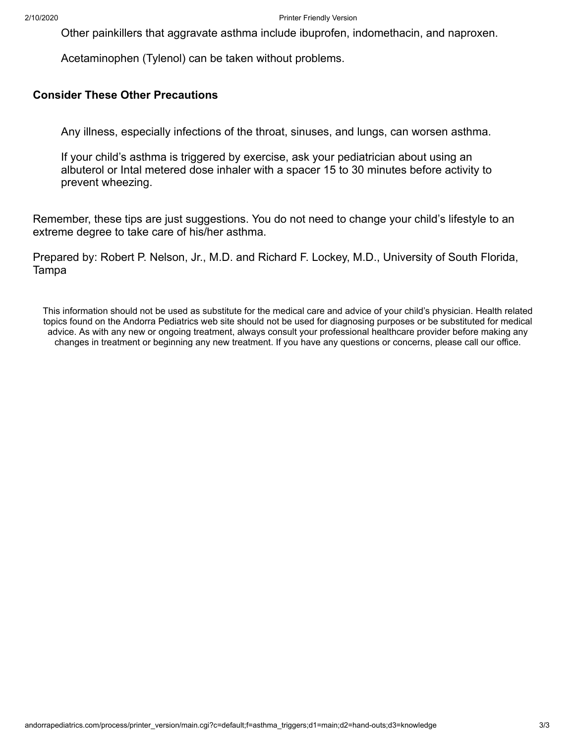Other painkillers that aggravate asthma include ibuprofen, indomethacin, and naproxen.

Acetaminophen (Tylenol) can be taken without problems.

**Consider These Other Precautions**

Any illness, especially infections of the throat, sinuses, and lungs, can worsen asthma.

If your child's asthma is triggered by exercise, ask your pediatrician about using an albuterol or Intal metered dose inhaler with a spacer 15 to 30 minutes before activity to prevent wheezing.

Remember, these tips are just suggestions. You do not need to change your child's lifestyle to an extreme degree to take care of his/her asthma.

Prepared by: Robert P. Nelson, Jr., M.D. and Richard F. Lockey, M.D., University of South Florida, Tampa

This information should not be used as substitute for the medical care and advice of your child's physician. Health related topics found on the Andorra Pediatrics web site should not be used for diagnosing purposes or be substituted for medical advice. As with any new or ongoing treatment, always consult your professional healthcare provider before making any changes in treatment or beginning any new treatment. If you have any questions or concerns, please call our office.